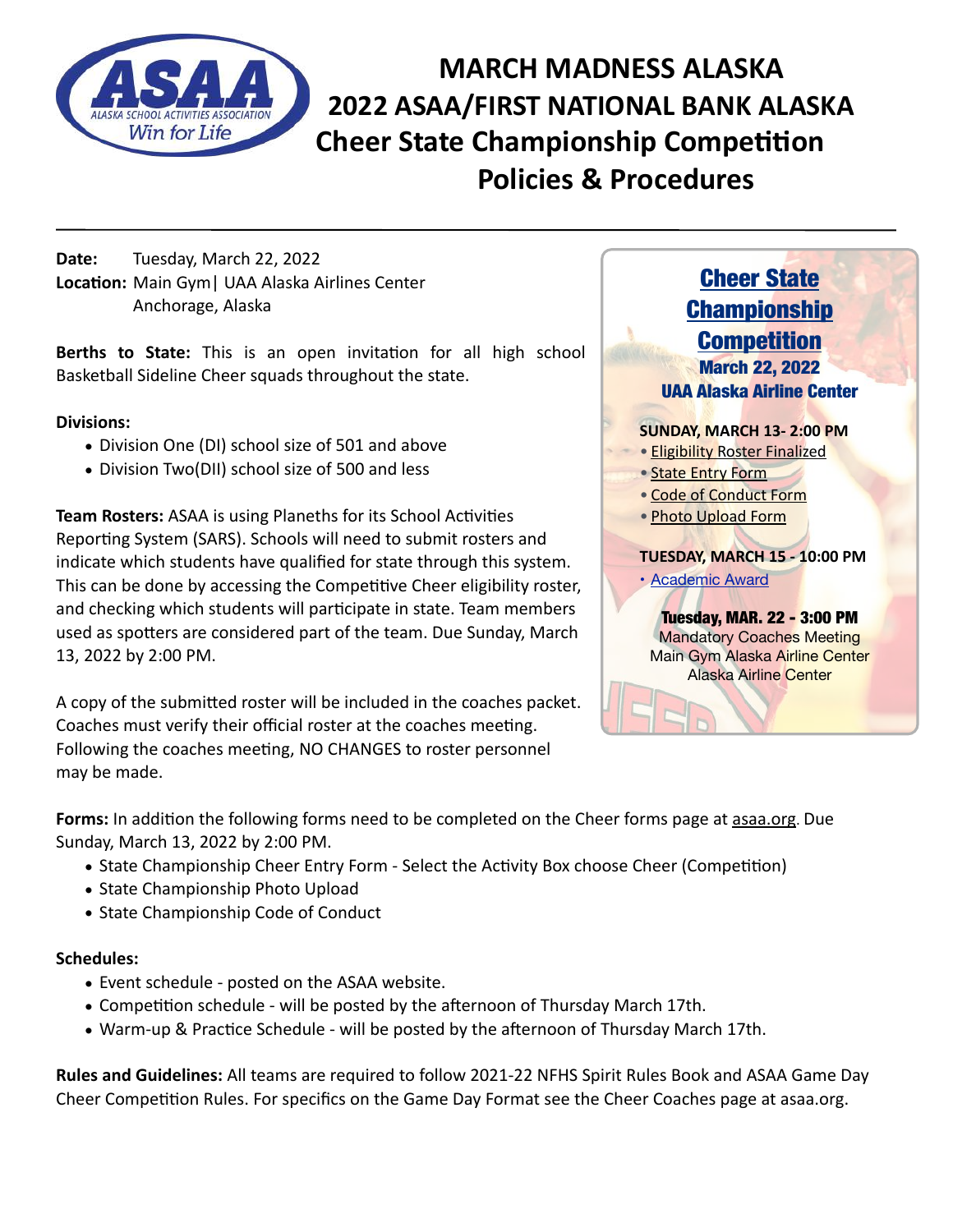# MARCH MADNESS ALASKA
# 2022 ASAA/FIRST NATIONAL BANK ALASKA
# Cheer State Championship Competition
# Policies & Procedures

**Date:** Tuesday, March 22, 2022
**Location:** Main Gym| UAA Alaska Airlines Center
Anchorage, Alaska

**Berths to State:** This is an open invitation for all high school Basketball Sideline Cheer squads throughout the state.

**Divisions:**

- Division One (DI) school size of 501 and above
- Division Two(DII) school size of 500 and less

**Team Rosters:** ASAA is using Planeths for its School Activities Reporting System (SARS). Schools will need to submit rosters and indicate which students have qualified for state through this system. This can be done by accessing the Competitive Cheer eligibility roster, and checking which students will participate in state. Team members used as spotters are considered part of the team. Due Sunday, March 13, 2022 by 2:00 PM.

A copy of the submitted roster will be included in the coaches packet. Coaches must verify their official roster at the coaches meeting. Following the coaches meeting, NO CHANGES to roster personnel may be made.

## Cheer State Championship Competition
**March 22, 2022**
**UAA Alaska Airline Center**

**SUNDAY, MARCH 13- 2:00 PM**

- Eligibility Roster Finalized
- State Entry Form
- Code of Conduct Form
- Photo Upload Form

**TUESDAY, MARCH 15 - 10:00 PM**

- Academic Award

**Tuesday, MAR. 22 - 3:00 PM**
Mandatory Coaches Meeting
Main Gym Alaska Airline Center
Alaska Airline Center

**Forms:** In addition the following forms need to be completed on the Cheer forms page at asaa.org. Due Sunday, March 13, 2022 by 2:00 PM.

- State Championship Cheer Entry Form - Select the Activity Box choose Cheer (Competition)
- State Championship Photo Upload
- State Championship Code of Conduct

**Schedules:**

- Event schedule - posted on the ASAA website.
- Competition schedule - will be posted by the afternoon of Thursday March 17th.
- Warm-up & Practice Schedule - will be posted by the afternoon of Thursday March 17th.

**Rules and Guidelines:** All teams are required to follow 2021-22 NFHS Spirit Rules Book and ASAA Game Day Cheer Competition Rules. For specifics on the Game Day Format see the Cheer Coaches page at asaa.org.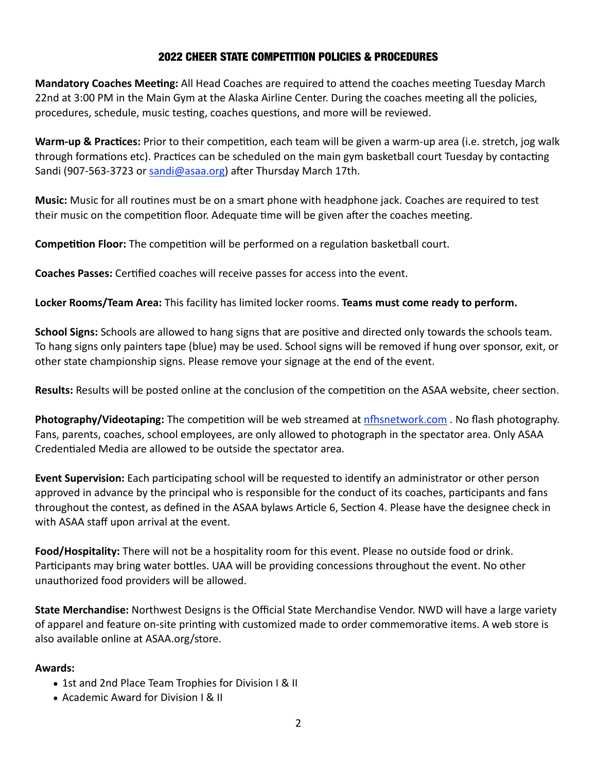## 2022 CHEER STATE COMPETITION POLICIES & PROCEDURES

**Mandatory Coaches Meeting:** All Head Coaches are required to attend the coaches meeting Tuesday March 22nd at 3:00 PM in the Main Gym at the Alaska Airline Center. During the coaches meeting all the policies, procedures, schedule, music testing, coaches questions, and more will be reviewed.

**Warm-up & Practices:** Prior to their competition, each team will be given a warm-up area (i.e. stretch, jog walk through formations etc). Practices can be scheduled on the main gym basketball court Tuesday by contacting Sandi (907-563-3723 or sandi@asaa.org) after Thursday March 17th.

**Music:** Music for all routines must be on a smart phone with headphone jack. Coaches are required to test their music on the competition floor. Adequate time will be given after the coaches meeting.

**Competition Floor:** The competition will be performed on a regulation basketball court.

**Coaches Passes:** Certified coaches will receive passes for access into the event.

**Locker Rooms/Team Area:** This facility has limited locker rooms. **Teams must come ready to perform.**

**School Signs:** Schools are allowed to hang signs that are positive and directed only towards the schools team. To hang signs only painters tape (blue) may be used. School signs will be removed if hung over sponsor, exit, or other state championship signs. Please remove your signage at the end of the event.

**Results:** Results will be posted online at the conclusion of the competition on the ASAA website, cheer section.

**Photography/Videotaping:** The competition will be web streamed at nfhsnetwork.com . No flash photography. Fans, parents, coaches, school employees, are only allowed to photograph in the spectator area. Only ASAA Credentialed Media are allowed to be outside the spectator area.

**Event Supervision:** Each participating school will be requested to identify an administrator or other person approved in advance by the principal who is responsible for the conduct of its coaches, participants and fans throughout the contest, as defined in the ASAA bylaws Article 6, Section 4. Please have the designee check in with ASAA staff upon arrival at the event.

**Food/Hospitality:** There will not be a hospitality room for this event. Please no outside food or drink. Participants may bring water bottles. UAA will be providing concessions throughout the event. No other unauthorized food providers will be allowed.

**State Merchandise:** Northwest Designs is the Official State Merchandise Vendor. NWD will have a large variety of apparel and feature on-site printing with customized made to order commemorative items. A web store is also available online at ASAA.org/store.

**Awards:**

- 1st and 2nd Place Team Trophies for Division I & II
- Academic Award for Division I & II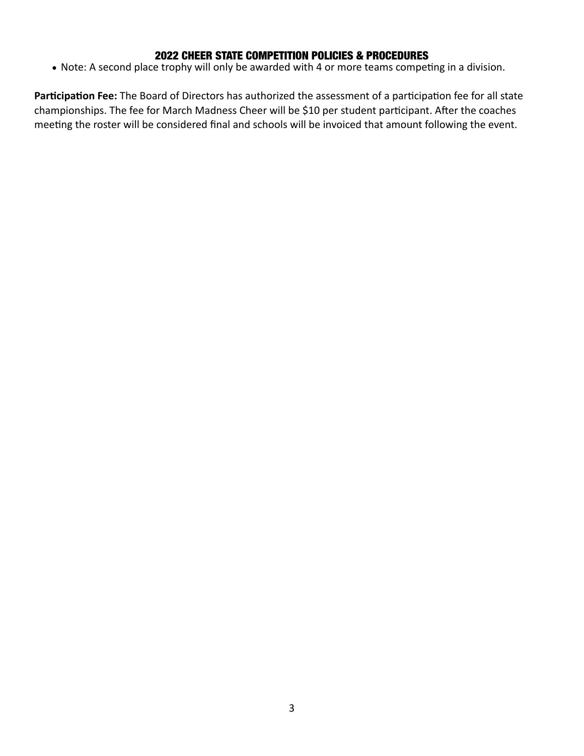## 2022 CHEER STATE COMPETITION POLICIES & PROCEDURES

- Note: A second place trophy will only be awarded with 4 or more teams competing in a division.

**Participation Fee:** The Board of Directors has authorized the assessment of a participation fee for all state championships. The fee for March Madness Cheer will be $10 per student participant. After the coaches meeting the roster will be considered final and schools will be invoiced that amount following the event.